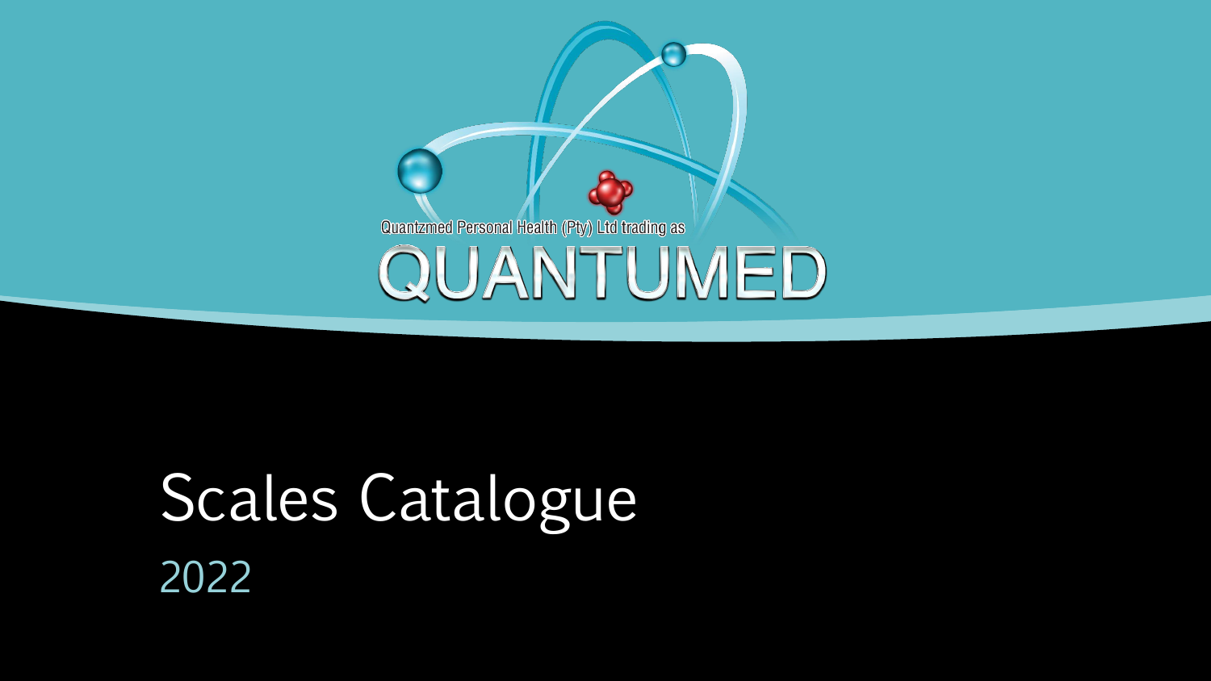Quantzmed Personal Health (Pty) Ltd trading as

QUANTUMED

# Scales Catalogue

2022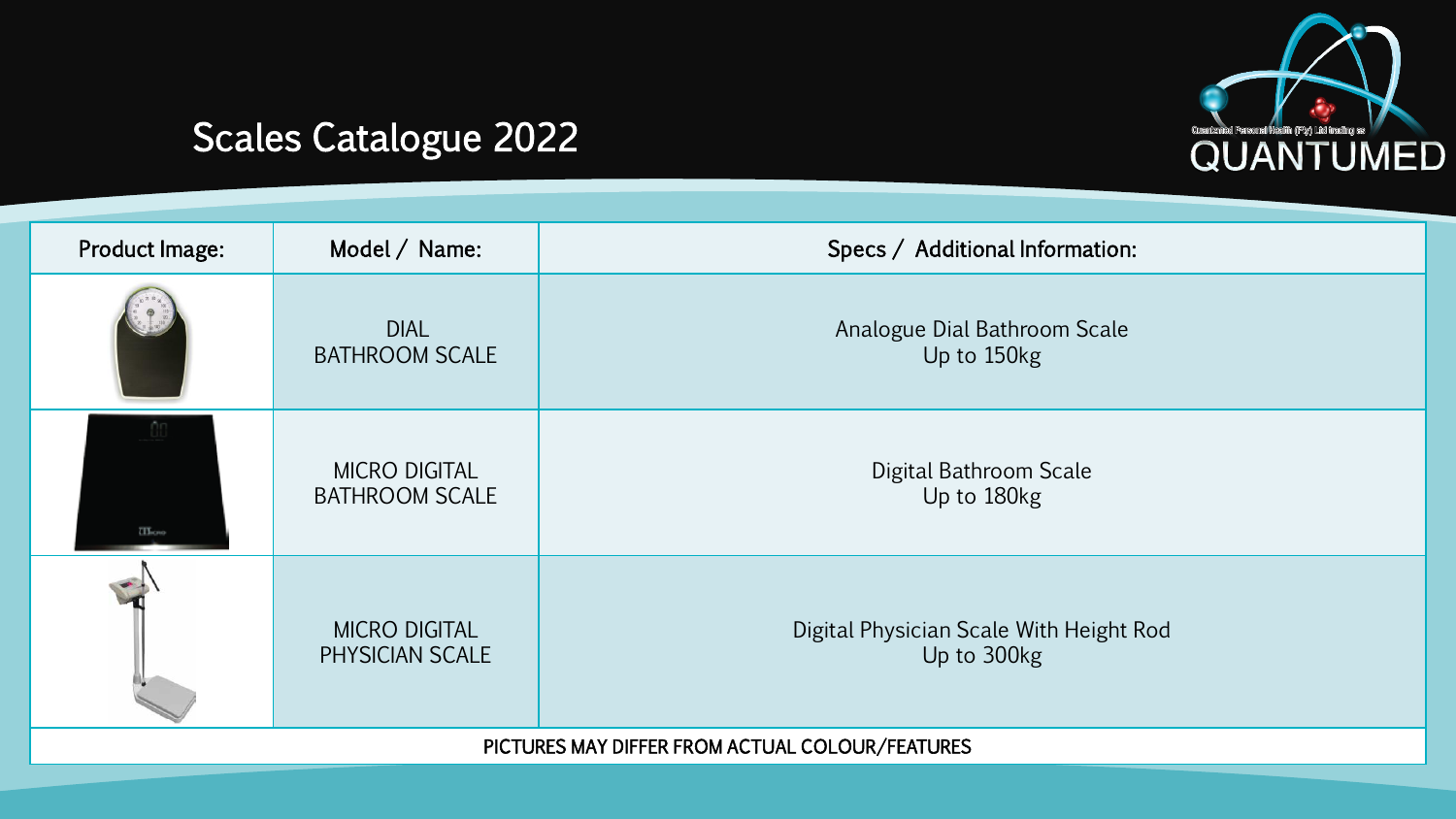# Scales Catalogue 2022

QUANTUMED

| Product Image: | Model / Name: | Specs / Additional Information: |
|---|---|---|
| | DIAL BATHROOM SCALE | Analogue Dial Bathroom Scale<br>Up to 150kg |
| | MICRO DIGITAL BATHROOM SCALE | Digital Bathroom Scale<br>Up to 180kg |
| | MICRO DIGITAL PHYSICIAN SCALE | Digital Physician Scale With Height Rod<br>Up to 300kg |

PICTURES MAY DIFFER FROM ACTUAL COLOUR/FEATURES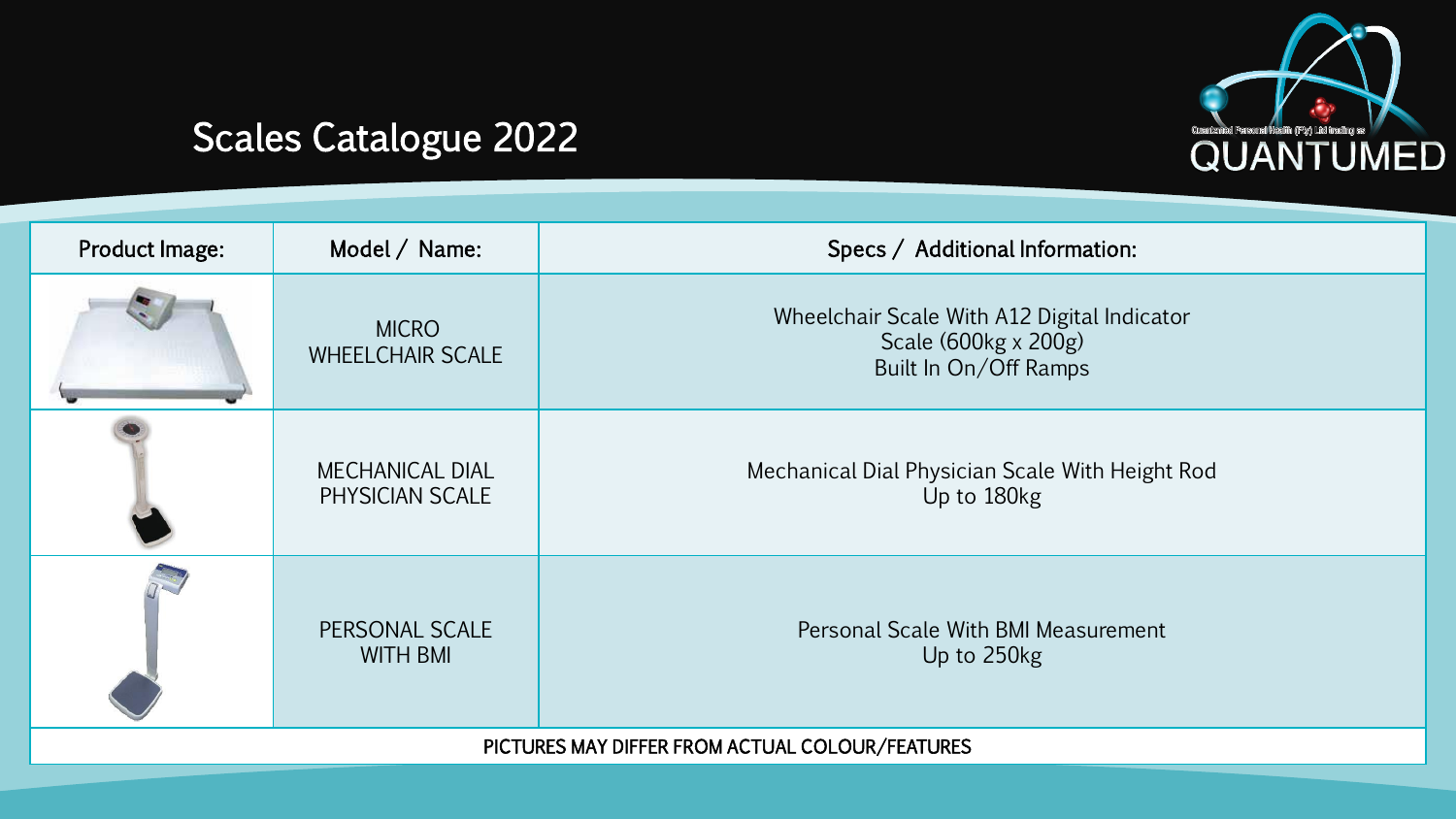# Scales Catalogue 2022

| Product Image: | Model / Name: | Specs / Additional Information: |
| --- | --- | --- |
| | MICRO WHEELCHAIR SCALE | Wheelchair Scale With A12 Digital Indicator Scale (600kg x 200g) Built In On/Off Ramps |
| | MECHANICAL DIAL PHYSICIAN SCALE | Mechanical Dial Physician Scale With Height Rod Up to 180kg |
| | PERSONAL SCALE WITH BMI | Personal Scale With BMI Measurement Up to 250kg |

PICTURES MAY DIFFER FROM ACTUAL COLOUR/FEATURES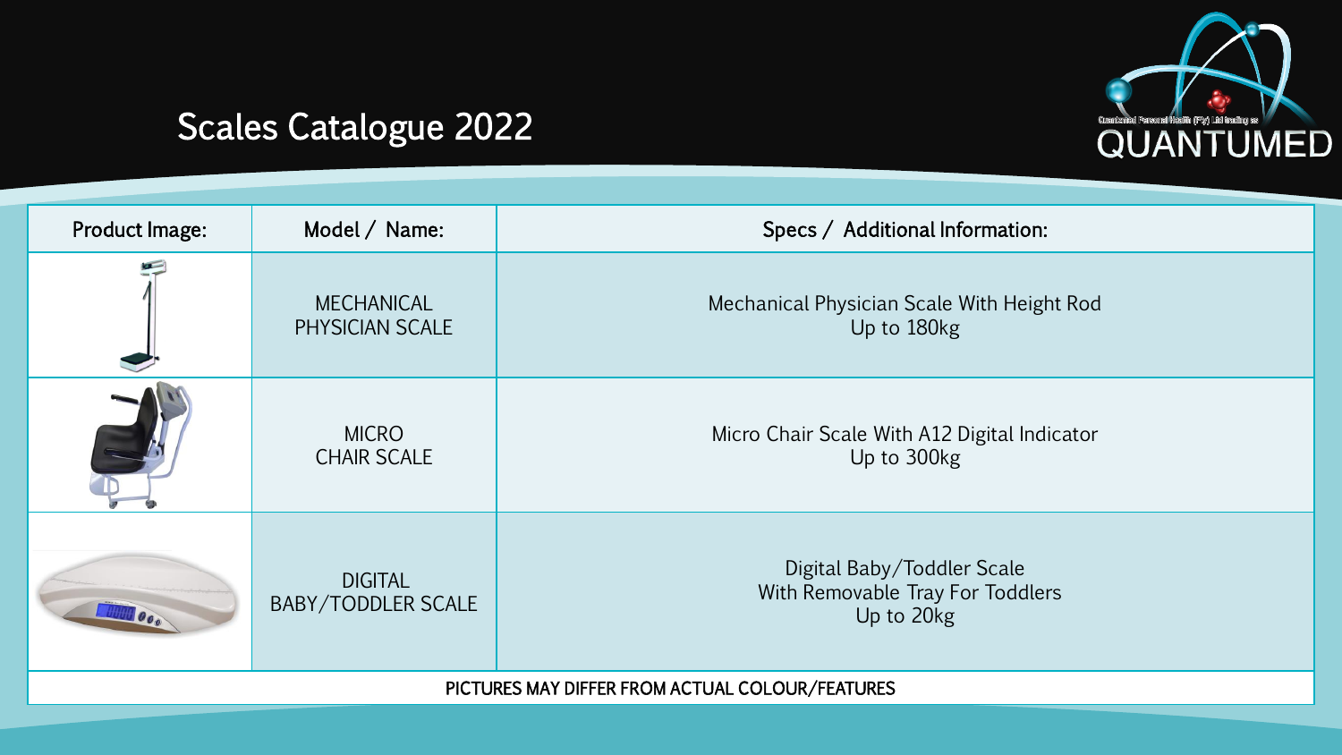# Scales Catalogue 2022

QUANTUMED

| Product Image: | Model / Name: | Specs / Additional Information: |
| --- | --- | --- |
| | MECHANICAL PHYSICIAN SCALE | Mechanical Physician Scale With Height Rod<br>Up to 180kg |
| | MICRO CHAIR SCALE | Micro Chair Scale With A12 Digital Indicator<br>Up to 300kg |
| | DIGITAL BABY/TODDLER SCALE | Digital Baby/Toddler Scale<br>With Removable Tray For Toddlers<br>Up to 20kg |

PICTURES MAY DIFFER FROM ACTUAL COLOUR/FEATURES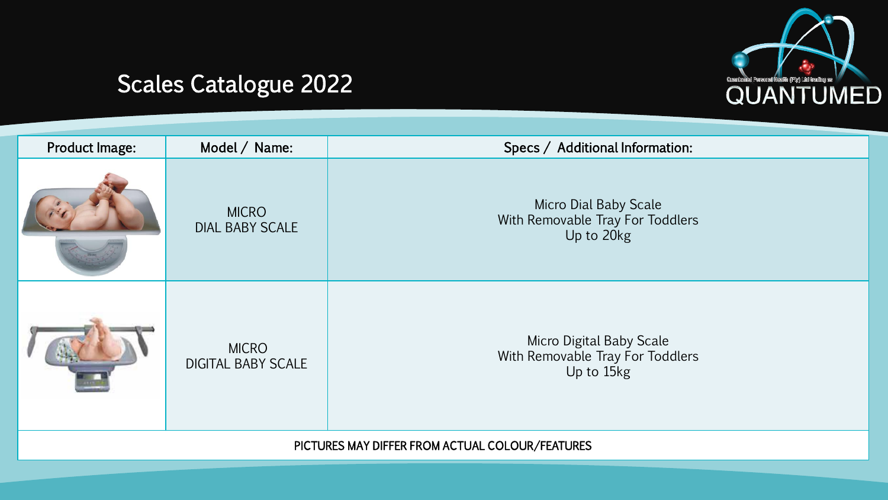# Scales Catalogue 2022

QUANTUMED

| Product Image: | Model / Name: | Specs / Additional Information: |
| --- | --- | --- |
| | MICRO DIAL BABY SCALE | Micro Dial Baby Scale With Removable Tray For Toddlers Up to 20kg |
| | MICRO DIGITAL BABY SCALE | Micro Digital Baby Scale With Removable Tray For Toddlers Up to 15kg |

PICTURES MAY DIFFER FROM ACTUAL COLOUR/FEATURES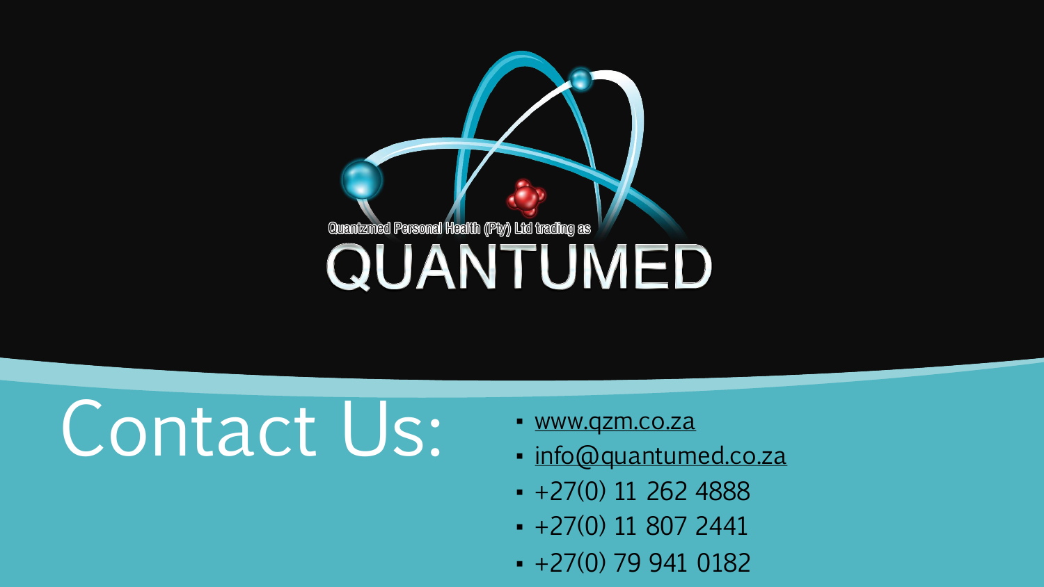Quantzmed Personal Health (Pty) Ltd trading as

QUANTUMED

# Contact Us:

- www.qzm.co.za
- info@quantumed.co.za
- +27(0) 11 262 4888
- +27(0) 11 807 2441
- +27(0) 79 941 0182